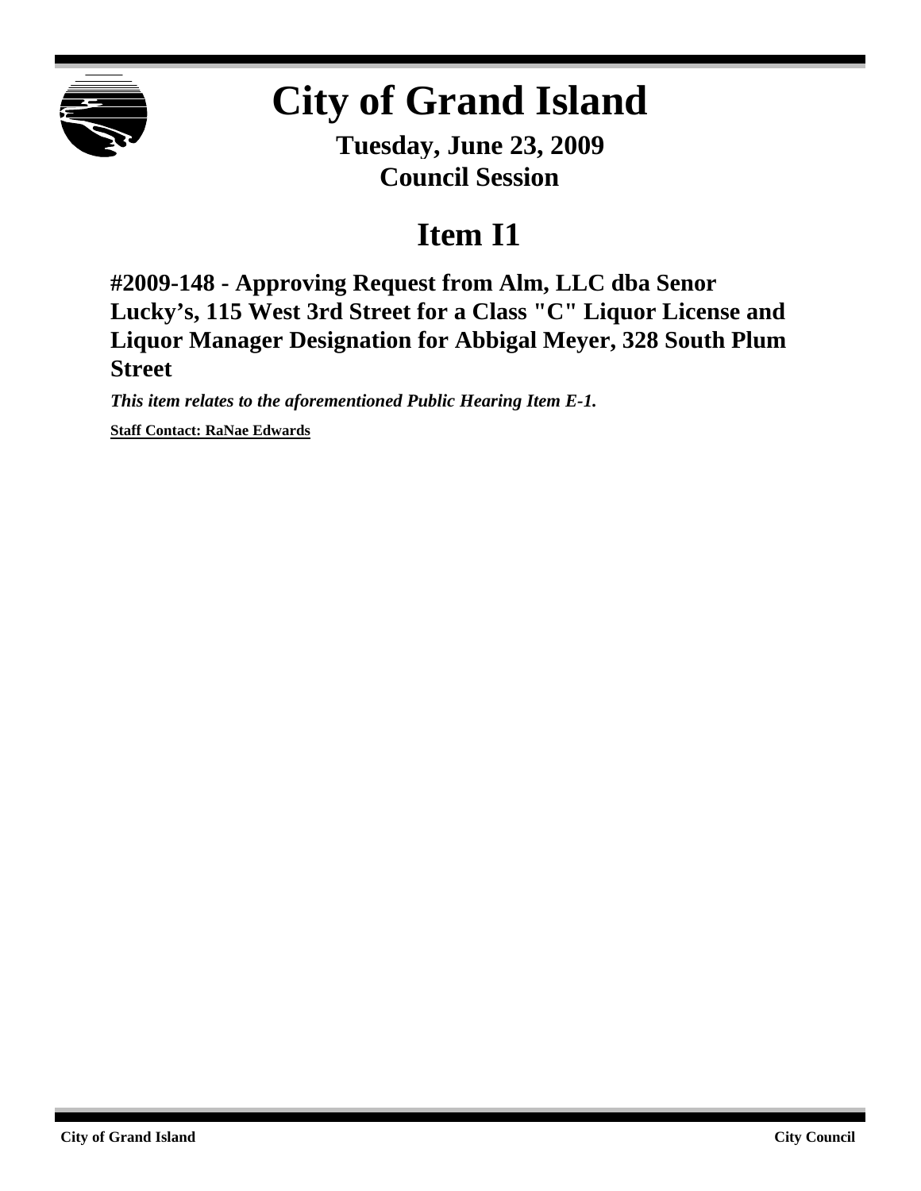# City of Grand Island

**Tuesday, June 23, 2009**
**Council Session**

## Item I1

### #2009-148 - Approving Request from Alm, LLC dba Senor Lucky's, 115 West 3rd Street for a Class "C" Liquor License and Liquor Manager Designation for Abbigal Meyer, 328 South Plum Street

***This item relates to the aforementioned Public Hearing Item E-1.***

**Staff Contact: RaNae Edwards**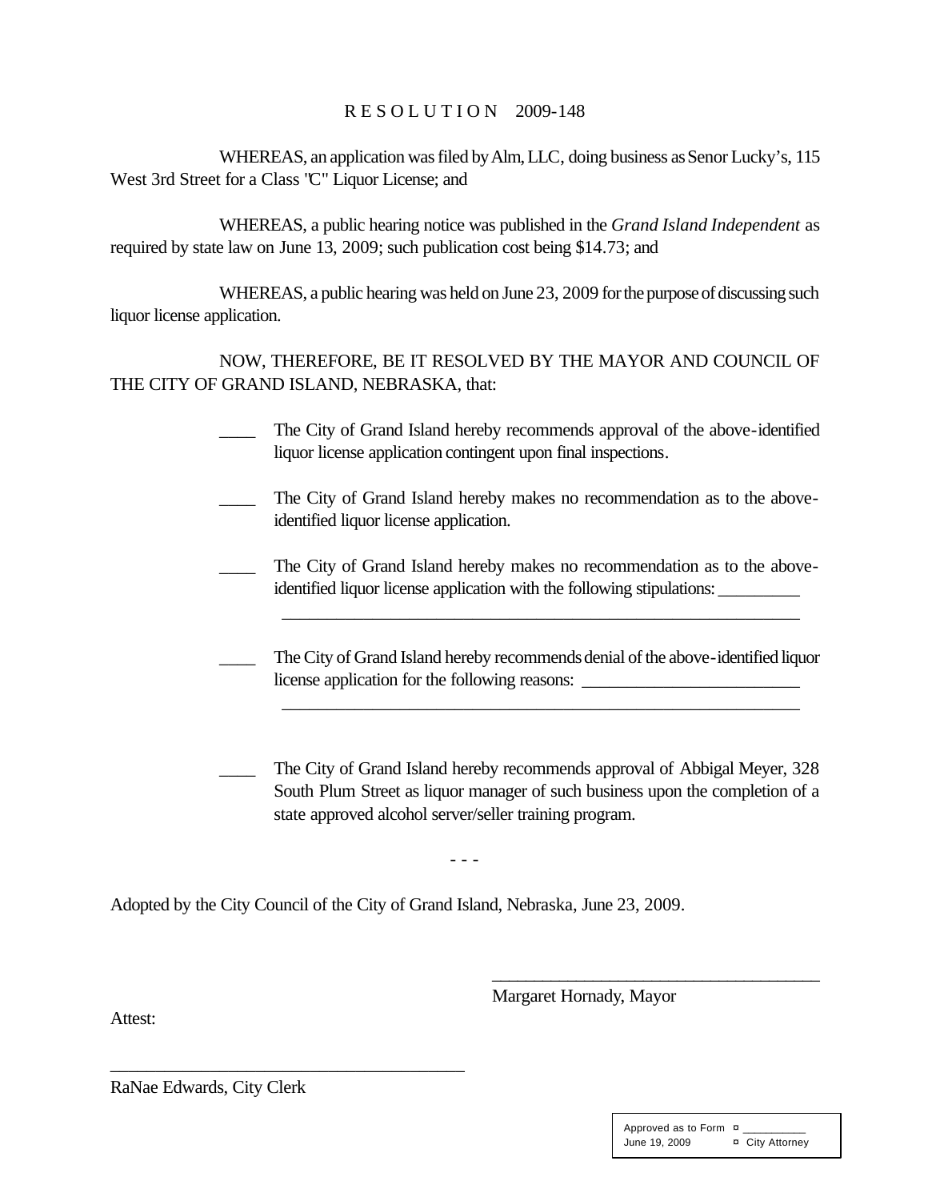RESOLUTION 2009-148

WHEREAS, an application was filed by Alm, LLC, doing business as Senor Lucky's, 115 West 3rd Street for a Class "C" Liquor License; and

WHEREAS, a public hearing notice was published in the *Grand Island Independent* as required by state law on June 13, 2009; such publication cost being $14.73; and

WHEREAS, a public hearing was held on June 23, 2009 for the purpose of discussing such liquor license application.

NOW, THEREFORE, BE IT RESOLVED BY THE MAYOR AND COUNCIL OF THE CITY OF GRAND ISLAND, NEBRASKA, that:

____ The City of Grand Island hereby recommends approval of the above-identified liquor license application contingent upon final inspections.

____ The City of Grand Island hereby makes no recommendation as to the above-identified liquor license application.

____ The City of Grand Island hereby makes no recommendation as to the above-identified liquor license application with the following stipulations: _________
_____________________________________________________________

____ The City of Grand Island hereby recommends denial of the above-identified liquor license application for the following reasons: ________________________
_____________________________________________________________

____ The City of Grand Island hereby recommends approval of Abbigal Meyer, 328 South Plum Street as liquor manager of such business upon the completion of a state approved alcohol server/seller training program.

- - -

Adopted by the City Council of the City of Grand Island, Nebraska, June 23, 2009.

_____________________________________
Margaret Hornady, Mayor

Attest:

_____________________________________
RaNae Edwards, City Clerk

Approved as to Form ¤ __________
June 19, 2009 ¤ City Attorney